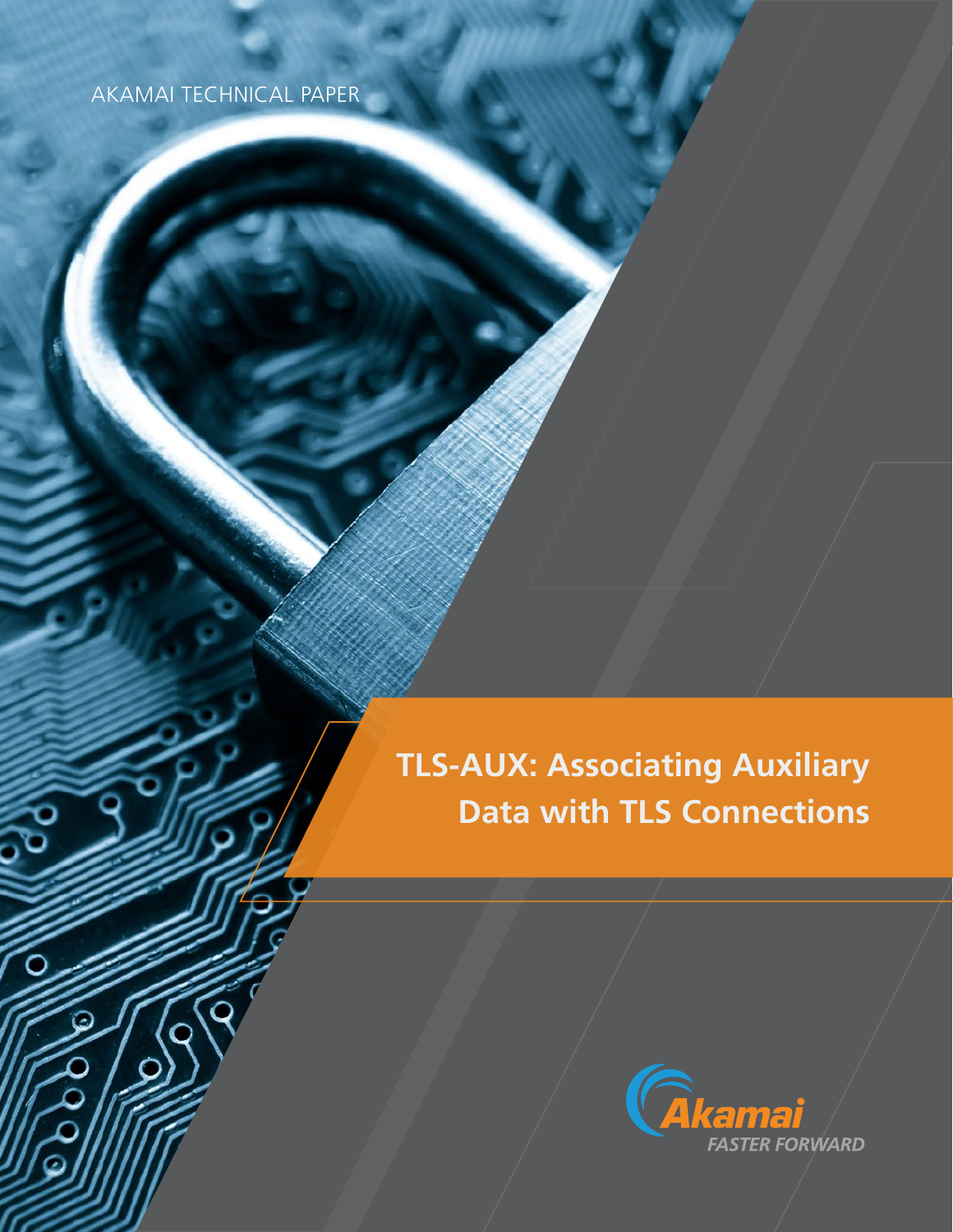AKAMAI TECHNICAL PAPER

# TLS-AUX: Associating Auxiliary Data with TLS Connections

Akamai

FASTER FORWARD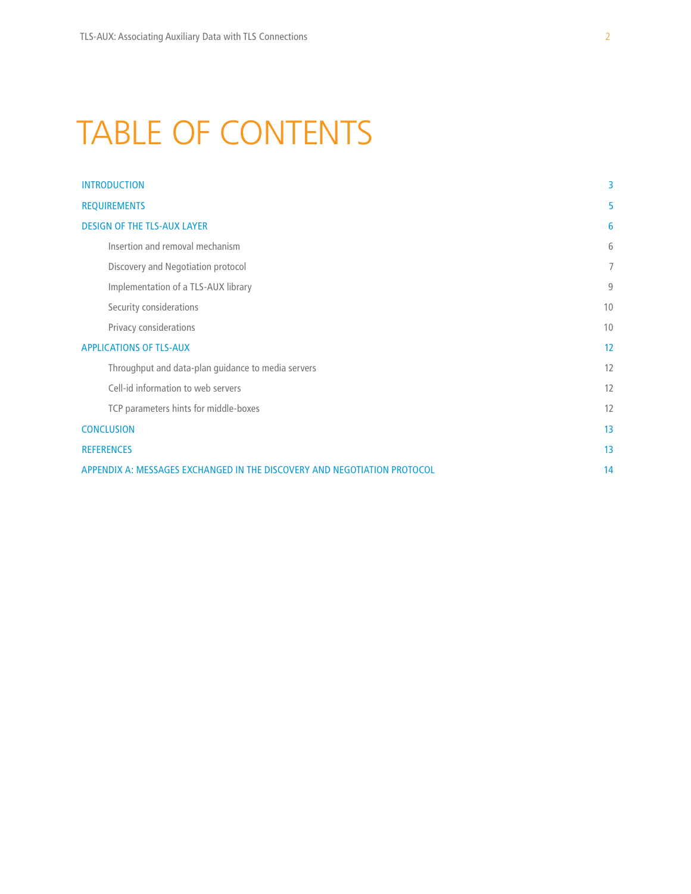# TABLE OF CONTENTS

| | |
|---|---|
| INTRODUCTION | 3 |
| REQUIREMENTS | 5 |
| DESIGN OF THE TLS-AUX LAYER | 6 |
| Insertion and removal mechanism | 6 |
| Discovery and Negotiation protocol | 7 |
| Implementation of a TLS-AUX library | 9 |
| Security considerations | 10 |
| Privacy considerations | 10 |
| APPLICATIONS OF TLS-AUX | 12 |
| Throughput and data-plan guidance to media servers | 12 |
| Cell-id information to web servers | 12 |
| TCP parameters hints for middle-boxes | 12 |
| CONCLUSION | 13 |
| REFERENCES | 13 |
| APPENDIX A: MESSAGES EXCHANGED IN THE DISCOVERY AND NEGOTIATION PROTOCOL | 14 |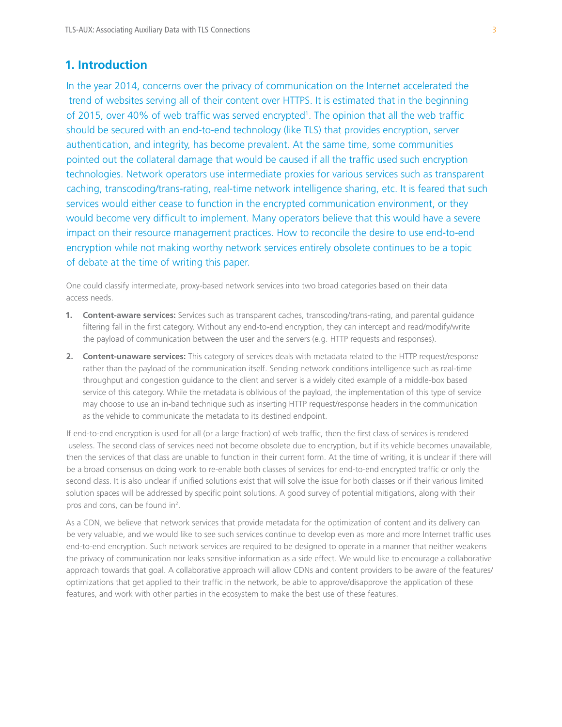## 1. Introduction

In the year 2014, concerns over the privacy of communication on the Internet accelerated the trend of websites serving all of their content over HTTPS. It is estimated that in the beginning of 2015, over 40% of web traffic was served encrypted[1]. The opinion that all the web traffic should be secured with an end-to-end technology (like TLS) that provides encryption, server authentication, and integrity, has become prevalent. At the same time, some communities pointed out the collateral damage that would be caused if all the traffic used such encryption technologies. Network operators use intermediate proxies for various services such as transparent caching, transcoding/trans-rating, real-time network intelligence sharing, etc. It is feared that such services would either cease to function in the encrypted communication environment, or they would become very difficult to implement. Many operators believe that this would have a severe impact on their resource management practices. How to reconcile the desire to use end-to-end encryption while not making worthy network services entirely obsolete continues to be a topic of debate at the time of writing this paper.

One could classify intermediate, proxy-based network services into two broad categories based on their data access needs.

1. **Content-aware services:** Services such as transparent caches, transcoding/trans-rating, and parental guidance filtering fall in the first category. Without any end-to-end encryption, they can intercept and read/modify/write the payload of communication between the user and the servers (e.g. HTTP requests and responses).
2. **Content-unaware services:** This category of services deals with metadata related to the HTTP request/response rather than the payload of the communication itself. Sending network conditions intelligence such as real-time throughput and congestion guidance to the client and server is a widely cited example of a middle-box based service of this category. While the metadata is oblivious of the payload, the implementation of this type of service may choose to use an in-band technique such as inserting HTTP request/response headers in the communication as the vehicle to communicate the metadata to its destined endpoint.

If end-to-end encryption is used for all (or a large fraction) of web traffic, then the first class of services is rendered useless. The second class of services need not become obsolete due to encryption, but if its vehicle becomes unavailable, then the services of that class are unable to function in their current form. At the time of writing, it is unclear if there will be a broad consensus on doing work to re-enable both classes of services for end-to-end encrypted traffic or only the second class. It is also unclear if unified solutions exist that will solve the issue for both classes or if their various limited solution spaces will be addressed by specific point solutions. A good survey of potential mitigations, along with their pros and cons, can be found in[2].

As a CDN, we believe that network services that provide metadata for the optimization of content and its delivery can be very valuable, and we would like to see such services continue to develop even as more and more Internet traffic uses end-to-end encryption. Such network services are required to be designed to operate in a manner that neither weakens the privacy of communication nor leaks sensitive information as a side effect. We would like to encourage a collaborative approach towards that goal. A collaborative approach will allow CDNs and content providers to be aware of the features/optimizations that get applied to their traffic in the network, be able to approve/disapprove the application of these features, and work with other parties in the ecosystem to make the best use of these features.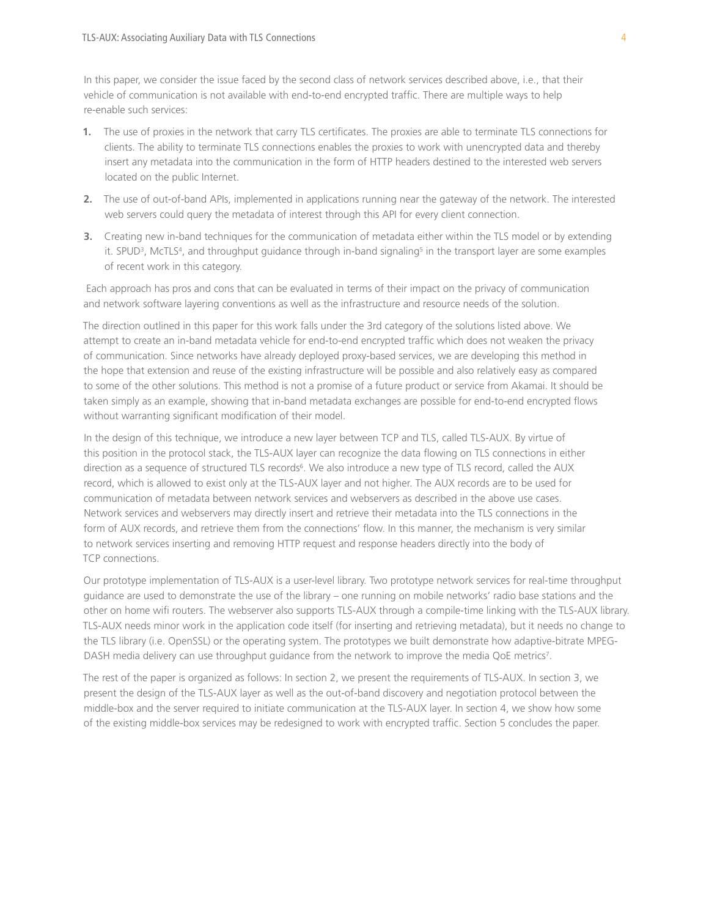In this paper, we consider the issue faced by the second class of network services described above, i.e., that their vehicle of communication is not available with end-to-end encrypted traffic. There are multiple ways to help re-enable such services:

1. The use of proxies in the network that carry TLS certificates. The proxies are able to terminate TLS connections for clients. The ability to terminate TLS connections enables the proxies to work with unencrypted data and thereby insert any metadata into the communication in the form of HTTP headers destined to the interested web servers located on the public Internet.
2. The use of out-of-band APIs, implemented in applications running near the gateway of the network. The interested web servers could query the metadata of interest through this API for every client connection.
3. Creating new in-band techniques for the communication of metadata either within the TLS model or by extending it. SPUD[3], McTLS[4], and throughput guidance through in-band signaling[5] in the transport layer are some examples of recent work in this category.

Each approach has pros and cons that can be evaluated in terms of their impact on the privacy of communication and network software layering conventions as well as the infrastructure and resource needs of the solution.

The direction outlined in this paper for this work falls under the 3rd category of the solutions listed above. We attempt to create an in-band metadata vehicle for end-to-end encrypted traffic which does not weaken the privacy of communication. Since networks have already deployed proxy-based services, we are developing this method in the hope that extension and reuse of the existing infrastructure will be possible and also relatively easy as compared to some of the other solutions. This method is not a promise of a future product or service from Akamai. It should be taken simply as an example, showing that in-band metadata exchanges are possible for end-to-end encrypted flows without warranting significant modification of their model.

In the design of this technique, we introduce a new layer between TCP and TLS, called TLS-AUX. By virtue of this position in the protocol stack, the TLS-AUX layer can recognize the data flowing on TLS connections in either direction as a sequence of structured TLS records[6]. We also introduce a new type of TLS record, called the AUX record, which is allowed to exist only at the TLS-AUX layer and not higher. The AUX records are to be used for communication of metadata between network services and webservers as described in the above use cases. Network services and webservers may directly insert and retrieve their metadata into the TLS connections in the form of AUX records, and retrieve them from the connections' flow. In this manner, the mechanism is very similar to network services inserting and removing HTTP request and response headers directly into the body of TCP connections.

Our prototype implementation of TLS-AUX is a user-level library. Two prototype network services for real-time throughput guidance are used to demonstrate the use of the library – one running on mobile networks' radio base stations and the other on home wifi routers. The webserver also supports TLS-AUX through a compile-time linking with the TLS-AUX library. TLS-AUX needs minor work in the application code itself (for inserting and retrieving metadata), but it needs no change to the TLS library (i.e. OpenSSL) or the operating system. The prototypes we built demonstrate how adaptive-bitrate MPEG-DASH media delivery can use throughput guidance from the network to improve the media QoE metrics[7].

The rest of the paper is organized as follows: In section 2, we present the requirements of TLS-AUX. In section 3, we present the design of the TLS-AUX layer as well as the out-of-band discovery and negotiation protocol between the middle-box and the server required to initiate communication at the TLS-AUX layer. In section 4, we show how some of the existing middle-box services may be redesigned to work with encrypted traffic. Section 5 concludes the paper.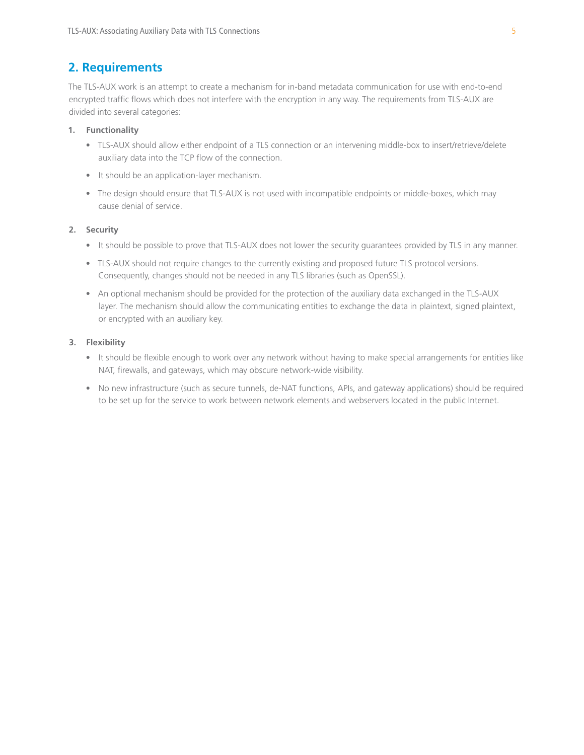## 2. Requirements

The TLS-AUX work is an attempt to create a mechanism for in-band metadata communication for use with end-to-end encrypted traffic flows which does not interfere with the encryption in any way. The requirements from TLS-AUX are divided into several categories:

1. **Functionality**
   - TLS-AUX should allow either endpoint of a TLS connection or an intervening middle-box to insert/retrieve/delete auxiliary data into the TCP flow of the connection.
   - It should be an application-layer mechanism.
   - The design should ensure that TLS-AUX is not used with incompatible endpoints or middle-boxes, which may cause denial of service.

2. **Security**
   - It should be possible to prove that TLS-AUX does not lower the security guarantees provided by TLS in any manner.
   - TLS-AUX should not require changes to the currently existing and proposed future TLS protocol versions. Consequently, changes should not be needed in any TLS libraries (such as OpenSSL).
   - An optional mechanism should be provided for the protection of the auxiliary data exchanged in the TLS-AUX layer. The mechanism should allow the communicating entities to exchange the data in plaintext, signed plaintext, or encrypted with an auxiliary key.

3. **Flexibility**
   - It should be flexible enough to work over any network without having to make special arrangements for entities like NAT, firewalls, and gateways, which may obscure network-wide visibility.
   - No new infrastructure (such as secure tunnels, de-NAT functions, APIs, and gateway applications) should be required to be set up for the service to work between network elements and webservers located in the public Internet.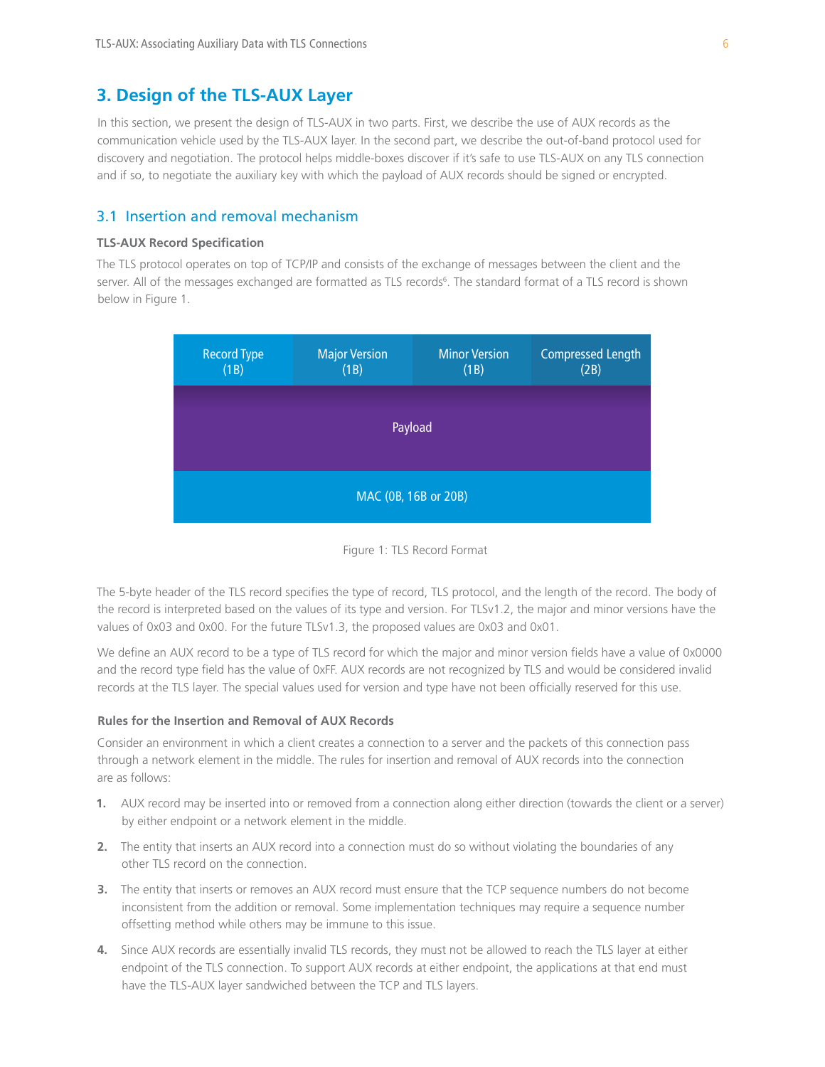## 3. Design of the TLS-AUX Layer

In this section, we present the design of TLS-AUX in two parts. First, we describe the use of AUX records as the communication vehicle used by the TLS-AUX layer. In the second part, we describe the out-of-band protocol used for discovery and negotiation. The protocol helps middle-boxes discover if it's safe to use TLS-AUX on any TLS connection and if so, to negotiate the auxiliary key with which the payload of AUX records should be signed or encrypted.

### 3.1 Insertion and removal mechanism

**TLS-AUX Record Specification**

The TLS protocol operates on top of TCP/IP and consists of the exchange of messages between the client and the server. All of the messages exchanged are formatted as TLS records[6]. The standard format of a TLS record is shown below in Figure 1.

| Record Type (1B) | Major Version (1B) | Minor Version (1B) | Compressed Length (2B) |
|---|---|---|---|
| Payload | | | |
| MAC (0B, 16B or 20B) | | | |

Figure 1: TLS Record Format

The 5-byte header of the TLS record specifies the type of record, TLS protocol, and the length of the record. The body of the record is interpreted based on the values of its type and version. For TLSv1.2, the major and minor versions have the values of 0x03 and 0x00. For the future TLSv1.3, the proposed values are 0x03 and 0x01.

We define an AUX record to be a type of TLS record for which the major and minor version fields have a value of 0x0000 and the record type field has the value of 0xFF. AUX records are not recognized by TLS and would be considered invalid records at the TLS layer. The special values used for version and type have not been officially reserved for this use.

**Rules for the Insertion and Removal of AUX Records**

Consider an environment in which a client creates a connection to a server and the packets of this connection pass through a network element in the middle. The rules for insertion and removal of AUX records into the connection are as follows:

1. AUX record may be inserted into or removed from a connection along either direction (towards the client or a server) by either endpoint or a network element in the middle.
2. The entity that inserts an AUX record into a connection must do so without violating the boundaries of any other TLS record on the connection.
3. The entity that inserts or removes an AUX record must ensure that the TCP sequence numbers do not become inconsistent from the addition or removal. Some implementation techniques may require a sequence number offsetting method while others may be immune to this issue.
4. Since AUX records are essentially invalid TLS records, they must not be allowed to reach the TLS layer at either endpoint of the TLS connection. To support AUX records at either endpoint, the applications at that end must have the TLS-AUX layer sandwiched between the TCP and TLS layers.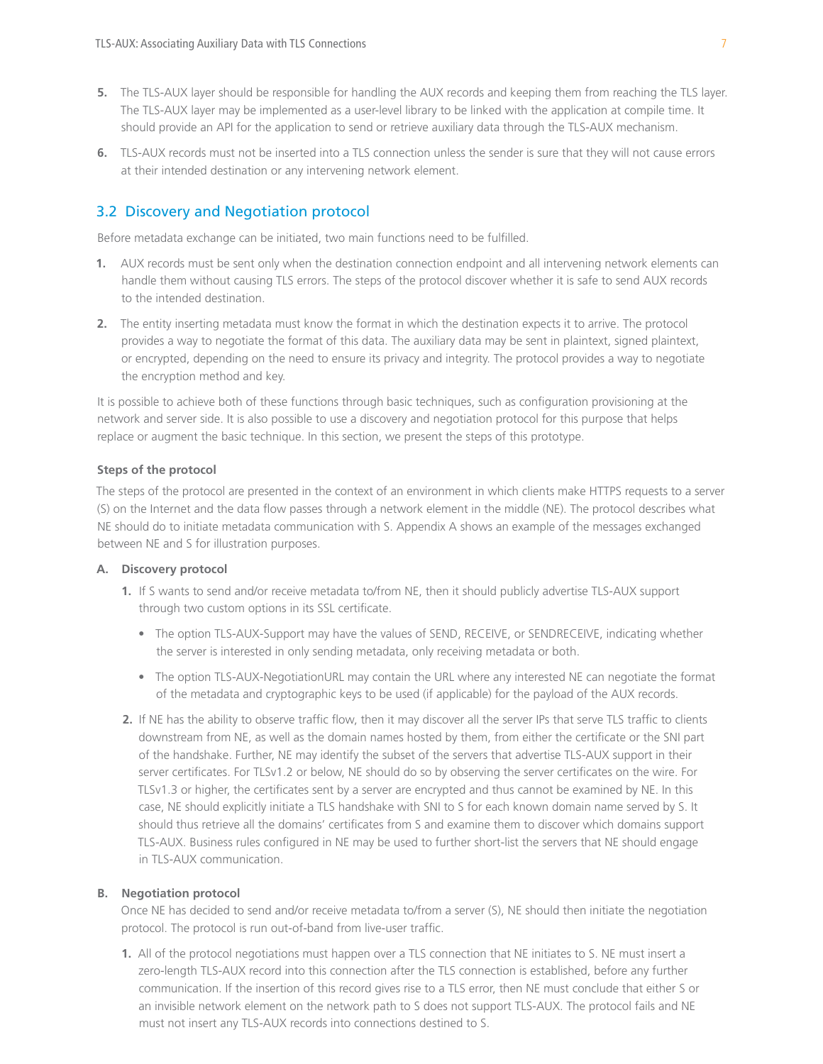5. The TLS-AUX layer should be responsible for handling the AUX records and keeping them from reaching the TLS layer. The TLS-AUX layer may be implemented as a user-level library to be linked with the application at compile time. It should provide an API for the application to send or retrieve auxiliary data through the TLS-AUX mechanism.
6. TLS-AUX records must not be inserted into a TLS connection unless the sender is sure that they will not cause errors at their intended destination or any intervening network element.

## 3.2 Discovery and Negotiation protocol

Before metadata exchange can be initiated, two main functions need to be fulfilled.

1. AUX records must be sent only when the destination connection endpoint and all intervening network elements can handle them without causing TLS errors. The steps of the protocol discover whether it is safe to send AUX records to the intended destination.
2. The entity inserting metadata must know the format in which the destination expects it to arrive. The protocol provides a way to negotiate the format of this data. The auxiliary data may be sent in plaintext, signed plaintext, or encrypted, depending on the need to ensure its privacy and integrity. The protocol provides a way to negotiate the encryption method and key.

It is possible to achieve both of these functions through basic techniques, such as configuration provisioning at the network and server side. It is also possible to use a discovery and negotiation protocol for this purpose that helps replace or augment the basic technique. In this section, we present the steps of this prototype.

#### Steps of the protocol

The steps of the protocol are presented in the context of an environment in which clients make HTTPS requests to a server (S) on the Internet and the data flow passes through a network element in the middle (NE). The protocol describes what NE should do to initiate metadata communication with S. Appendix A shows an example of the messages exchanged between NE and S for illustration purposes.

**A. Discovery protocol**

1. If S wants to send and/or receive metadata to/from NE, then it should publicly advertise TLS-AUX support through two custom options in its SSL certificate.
   - The option TLS-AUX-Support may have the values of SEND, RECEIVE, or SENDRECEIVE, indicating whether the server is interested in only sending metadata, only receiving metadata or both.
   - The option TLS-AUX-NegotiationURL may contain the URL where any interested NE can negotiate the format of the metadata and cryptographic keys to be used (if applicable) for the payload of the AUX records.
2. If NE has the ability to observe traffic flow, then it may discover all the server IPs that serve TLS traffic to clients downstream from NE, as well as the domain names hosted by them, from either the certificate or the SNI part of the handshake. Further, NE may identify the subset of the servers that advertise TLS-AUX support in their server certificates. For TLSv1.2 or below, NE should do so by observing the server certificates on the wire. For TLSv1.3 or higher, the certificates sent by a server are encrypted and thus cannot be examined by NE. In this case, NE should explicitly initiate a TLS handshake with SNI to S for each known domain name served by S. It should thus retrieve all the domains' certificates from S and examine them to discover which domains support TLS-AUX. Business rules configured in NE may be used to further short-list the servers that NE should engage in TLS-AUX communication.

**B. Negotiation protocol**

Once NE has decided to send and/or receive metadata to/from a server (S), NE should then initiate the negotiation protocol. The protocol is run out-of-band from live-user traffic.

1. All of the protocol negotiations must happen over a TLS connection that NE initiates to S. NE must insert a zero-length TLS-AUX record into this connection after the TLS connection is established, before any further communication. If the insertion of this record gives rise to a TLS error, then NE must conclude that either S or an invisible network element on the network path to S does not support TLS-AUX. The protocol fails and NE must not insert any TLS-AUX records into connections destined to S.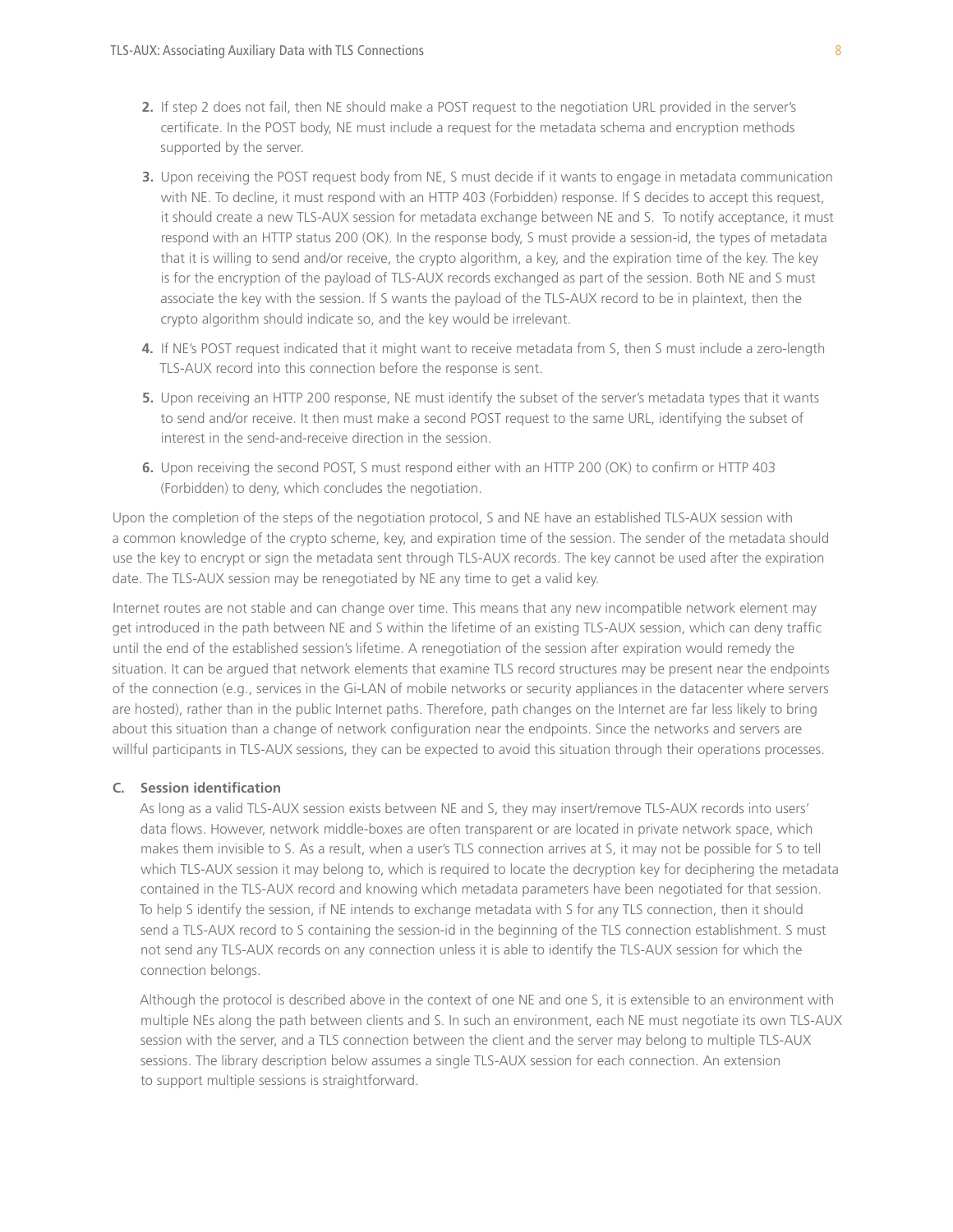2. If step 2 does not fail, then NE should make a POST request to the negotiation URL provided in the server's certificate. In the POST body, NE must include a request for the metadata schema and encryption methods supported by the server.

3. Upon receiving the POST request body from NE, S must decide if it wants to engage in metadata communication with NE. To decline, it must respond with an HTTP 403 (Forbidden) response. If S decides to accept this request, it should create a new TLS-AUX session for metadata exchange between NE and S. To notify acceptance, it must respond with an HTTP status 200 (OK). In the response body, S must provide a session-id, the types of metadata that it is willing to send and/or receive, the crypto algorithm, a key, and the expiration time of the key. The key is for the encryption of the payload of TLS-AUX records exchanged as part of the session. Both NE and S must associate the key with the session. If S wants the payload of the TLS-AUX record to be in plaintext, then the crypto algorithm should indicate so, and the key would be irrelevant.

4. If NE's POST request indicated that it might want to receive metadata from S, then S must include a zero-length TLS-AUX record into this connection before the response is sent.

5. Upon receiving an HTTP 200 response, NE must identify the subset of the server's metadata types that it wants to send and/or receive. It then must make a second POST request to the same URL, identifying the subset of interest in the send-and-receive direction in the session.

6. Upon receiving the second POST, S must respond either with an HTTP 200 (OK) to confirm or HTTP 403 (Forbidden) to deny, which concludes the negotiation.

Upon the completion of the steps of the negotiation protocol, S and NE have an established TLS-AUX session with a common knowledge of the crypto scheme, key, and expiration time of the session. The sender of the metadata should use the key to encrypt or sign the metadata sent through TLS-AUX records. The key cannot be used after the expiration date. The TLS-AUX session may be renegotiated by NE any time to get a valid key.

Internet routes are not stable and can change over time. This means that any new incompatible network element may get introduced in the path between NE and S within the lifetime of an existing TLS-AUX session, which can deny traffic until the end of the established session's lifetime. A renegotiation of the session after expiration would remedy the situation. It can be argued that network elements that examine TLS record structures may be present near the endpoints of the connection (e.g., services in the Gi-LAN of mobile networks or security appliances in the datacenter where servers are hosted), rather than in the public Internet paths. Therefore, path changes on the Internet are far less likely to bring about this situation than a change of network configuration near the endpoints. Since the networks and servers are willful participants in TLS-AUX sessions, they can be expected to avoid this situation through their operations processes.

### C. Session identification

As long as a valid TLS-AUX session exists between NE and S, they may insert/remove TLS-AUX records into users' data flows. However, network middle-boxes are often transparent or are located in private network space, which makes them invisible to S. As a result, when a user's TLS connection arrives at S, it may not be possible for S to tell which TLS-AUX session it may belong to, which is required to locate the decryption key for deciphering the metadata contained in the TLS-AUX record and knowing which metadata parameters have been negotiated for that session. To help S identify the session, if NE intends to exchange metadata with S for any TLS connection, then it should send a TLS-AUX record to S containing the session-id in the beginning of the TLS connection establishment. S must not send any TLS-AUX records on any connection unless it is able to identify the TLS-AUX session for which the connection belongs.

Although the protocol is described above in the context of one NE and one S, it is extensible to an environment with multiple NEs along the path between clients and S. In such an environment, each NE must negotiate its own TLS-AUX session with the server, and a TLS connection between the client and the server may belong to multiple TLS-AUX sessions. The library description below assumes a single TLS-AUX session for each connection. An extension to support multiple sessions is straightforward.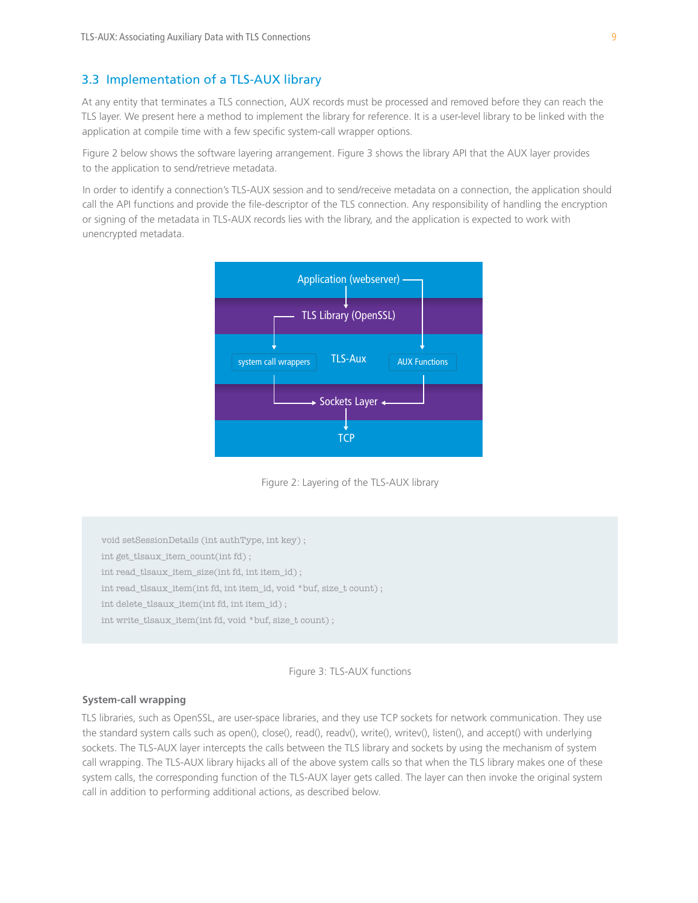## 3.3 Implementation of a TLS-AUX library

At any entity that terminates a TLS connection, AUX records must be processed and removed before they can reach the TLS layer. We present here a method to implement the library for reference. It is a user-level library to be linked with the application at compile time with a few specific system-call wrapper options.

Figure 2 below shows the software layering arrangement. Figure 3 shows the library API that the AUX layer provides to the application to send/retrieve metadata.

In order to identify a connection's TLS-AUX session and to send/receive metadata on a connection, the application should call the API functions and provide the file-descriptor of the TLS connection. Any responsibility of handling the encryption or signing of the metadata in TLS-AUX records lies with the library, and the application is expected to work with unencrypted metadata.

Application (webserver)

TLS Library (OpenSSL)

system call wrappers | TLS-Aux | AUX Functions

Sockets Layer

TCP

Figure 2: Layering of the TLS-AUX library

```
void setSessionDetails (int authType, int key) ;
int get_tlsaux_item_count(int fd) ;
int read_tlsaux_item_size(int fd, int item_id) ;
int read_tlsaux_item(int fd, int item_id, void *buf, size_t count) ;
int delete_tlsaux_item(int fd, int item_id) ;
int write_tlsaux_item(int fd, void *buf, size_t count) ;
```

Figure 3: TLS-AUX functions

**System-call wrapping**

TLS libraries, such as OpenSSL, are user-space libraries, and they use TCP sockets for network communication. They use the standard system calls such as open(), close(), read(), readv(), write(), writev(), listen(), and accept() with underlying sockets. The TLS-AUX layer intercepts the calls between the TLS library and sockets by using the mechanism of system call wrapping. The TLS-AUX library hijacks all of the above system calls so that when the TLS library makes one of these system calls, the corresponding function of the TLS-AUX layer gets called. The layer can then invoke the original system call in addition to performing additional actions, as described below.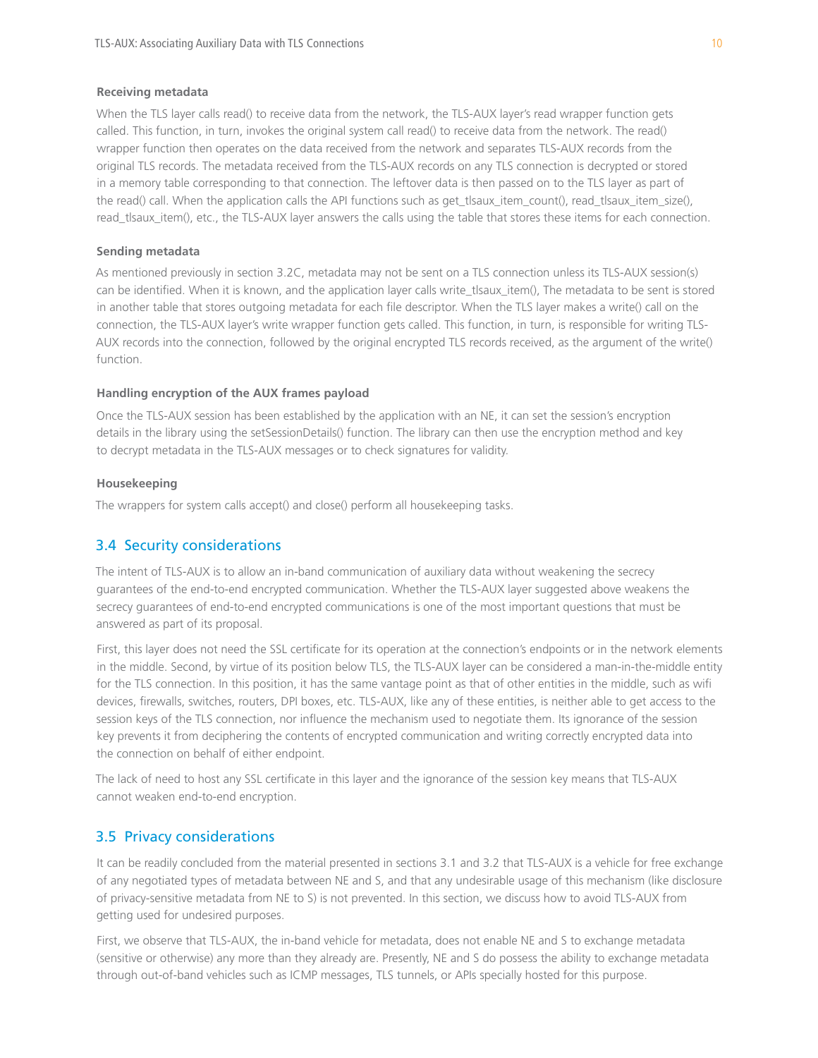#### Receiving metadata

When the TLS layer calls read() to receive data from the network, the TLS-AUX layer's read wrapper function gets called. This function, in turn, invokes the original system call read() to receive data from the network. The read() wrapper function then operates on the data received from the network and separates TLS-AUX records from the original TLS records. The metadata received from the TLS-AUX records on any TLS connection is decrypted or stored in a memory table corresponding to that connection. The leftover data is then passed on to the TLS layer as part of the read() call. When the application calls the API functions such as get_tlsaux_item_count(), read_tlsaux_item_size(), read_tlsaux_item(), etc., the TLS-AUX layer answers the calls using the table that stores these items for each connection.

#### Sending metadata

As mentioned previously in section 3.2C, metadata may not be sent on a TLS connection unless its TLS-AUX session(s) can be identified. When it is known, and the application layer calls write_tlsaux_item(), The metadata to be sent is stored in another table that stores outgoing metadata for each file descriptor. When the TLS layer makes a write() call on the connection, the TLS-AUX layer's write wrapper function gets called. This function, in turn, is responsible for writing TLS-AUX records into the connection, followed by the original encrypted TLS records received, as the argument of the write() function.

#### Handling encryption of the AUX frames payload

Once the TLS-AUX session has been established by the application with an NE, it can set the session's encryption details in the library using the setSessionDetails() function. The library can then use the encryption method and key to decrypt metadata in the TLS-AUX messages or to check signatures for validity.

#### Housekeeping

The wrappers for system calls accept() and close() perform all housekeeping tasks.

## 3.4 Security considerations

The intent of TLS-AUX is to allow an in-band communication of auxiliary data without weakening the secrecy guarantees of the end-to-end encrypted communication. Whether the TLS-AUX layer suggested above weakens the secrecy guarantees of end-to-end encrypted communications is one of the most important questions that must be answered as part of its proposal.

First, this layer does not need the SSL certificate for its operation at the connection's endpoints or in the network elements in the middle. Second, by virtue of its position below TLS, the TLS-AUX layer can be considered a man-in-the-middle entity for the TLS connection. In this position, it has the same vantage point as that of other entities in the middle, such as wifi devices, firewalls, switches, routers, DPI boxes, etc. TLS-AUX, like any of these entities, is neither able to get access to the session keys of the TLS connection, nor influence the mechanism used to negotiate them. Its ignorance of the session key prevents it from deciphering the contents of encrypted communication and writing correctly encrypted data into the connection on behalf of either endpoint.

The lack of need to host any SSL certificate in this layer and the ignorance of the session key means that TLS-AUX cannot weaken end-to-end encryption.

## 3.5 Privacy considerations

It can be readily concluded from the material presented in sections 3.1 and 3.2 that TLS-AUX is a vehicle for free exchange of any negotiated types of metadata between NE and S, and that any undesirable usage of this mechanism (like disclosure of privacy-sensitive metadata from NE to S) is not prevented. In this section, we discuss how to avoid TLS-AUX from getting used for undesired purposes.

First, we observe that TLS-AUX, the in-band vehicle for metadata, does not enable NE and S to exchange metadata (sensitive or otherwise) any more than they already are. Presently, NE and S do possess the ability to exchange metadata through out-of-band vehicles such as ICMP messages, TLS tunnels, or APIs specially hosted for this purpose.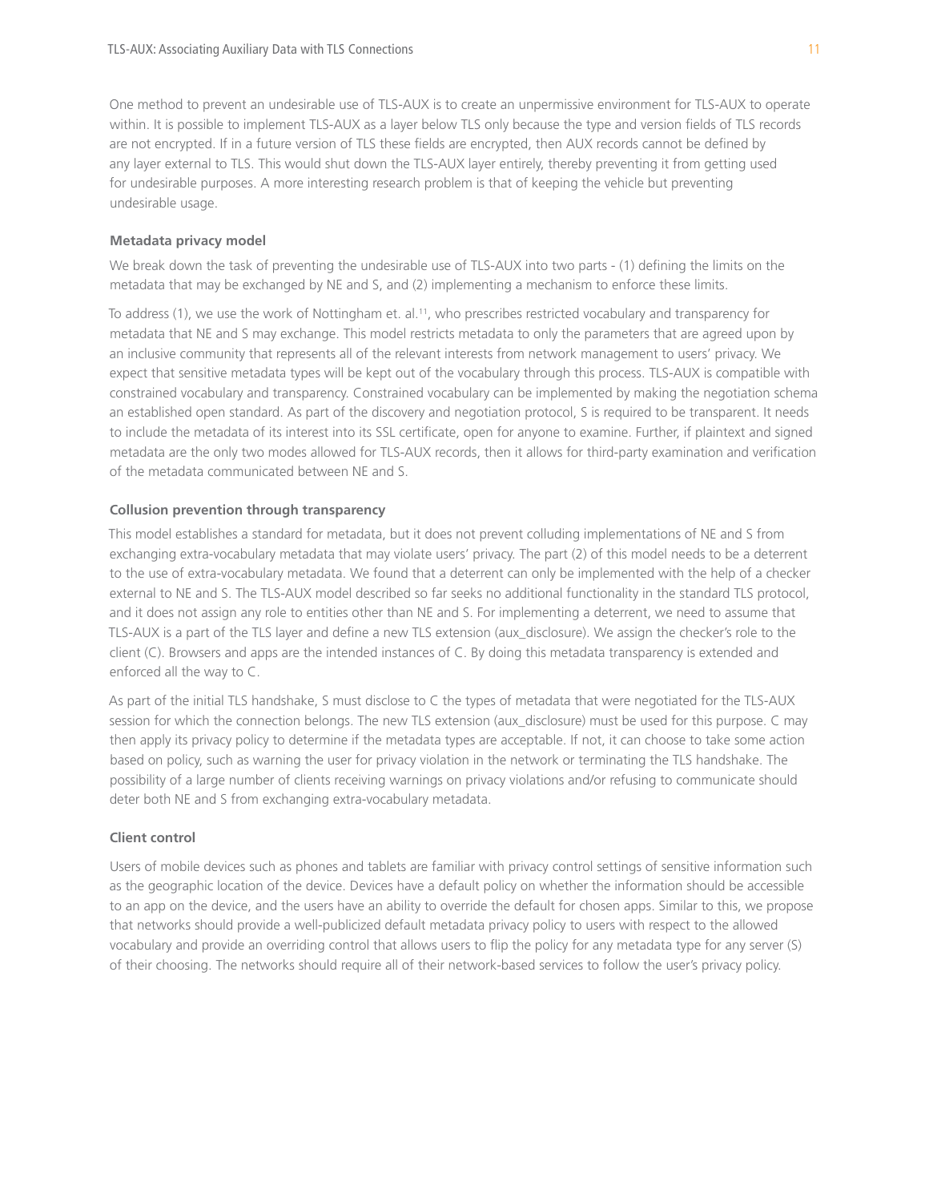One method to prevent an undesirable use of TLS-AUX is to create an unpermissive environment for TLS-AUX to operate within. It is possible to implement TLS-AUX as a layer below TLS only because the type and version fields of TLS records are not encrypted. If in a future version of TLS these fields are encrypted, then AUX records cannot be defined by any layer external to TLS. This would shut down the TLS-AUX layer entirely, thereby preventing it from getting used for undesirable purposes. A more interesting research problem is that of keeping the vehicle but preventing undesirable usage.

### Metadata privacy model

We break down the task of preventing the undesirable use of TLS-AUX into two parts - (1) defining the limits on the metadata that may be exchanged by NE and S, and (2) implementing a mechanism to enforce these limits.

To address (1), we use the work of Nottingham et. al.[11], who prescribes restricted vocabulary and transparency for metadata that NE and S may exchange. This model restricts metadata to only the parameters that are agreed upon by an inclusive community that represents all of the relevant interests from network management to users' privacy. We expect that sensitive metadata types will be kept out of the vocabulary through this process. TLS-AUX is compatible with constrained vocabulary and transparency. Constrained vocabulary can be implemented by making the negotiation schema an established open standard. As part of the discovery and negotiation protocol, S is required to be transparent. It needs to include the metadata of its interest into its SSL certificate, open for anyone to examine. Further, if plaintext and signed metadata are the only two modes allowed for TLS-AUX records, then it allows for third-party examination and verification of the metadata communicated between NE and S.

### Collusion prevention through transparency

This model establishes a standard for metadata, but it does not prevent colluding implementations of NE and S from exchanging extra-vocabulary metadata that may violate users' privacy. The part (2) of this model needs to be a deterrent to the use of extra-vocabulary metadata. We found that a deterrent can only be implemented with the help of a checker external to NE and S. The TLS-AUX model described so far seeks no additional functionality in the standard TLS protocol, and it does not assign any role to entities other than NE and S. For implementing a deterrent, we need to assume that TLS-AUX is a part of the TLS layer and define a new TLS extension (aux_disclosure). We assign the checker's role to the client (C). Browsers and apps are the intended instances of C. By doing this metadata transparency is extended and enforced all the way to C.

As part of the initial TLS handshake, S must disclose to C the types of metadata that were negotiated for the TLS-AUX session for which the connection belongs. The new TLS extension (aux_disclosure) must be used for this purpose. C may then apply its privacy policy to determine if the metadata types are acceptable. If not, it can choose to take some action based on policy, such as warning the user for privacy violation in the network or terminating the TLS handshake. The possibility of a large number of clients receiving warnings on privacy violations and/or refusing to communicate should deter both NE and S from exchanging extra-vocabulary metadata.

### Client control

Users of mobile devices such as phones and tablets are familiar with privacy control settings of sensitive information such as the geographic location of the device. Devices have a default policy on whether the information should be accessible to an app on the device, and the users have an ability to override the default for chosen apps. Similar to this, we propose that networks should provide a well-publicized default metadata privacy policy to users with respect to the allowed vocabulary and provide an overriding control that allows users to flip the policy for any metadata type for any server (S) of their choosing. The networks should require all of their network-based services to follow the user's privacy policy.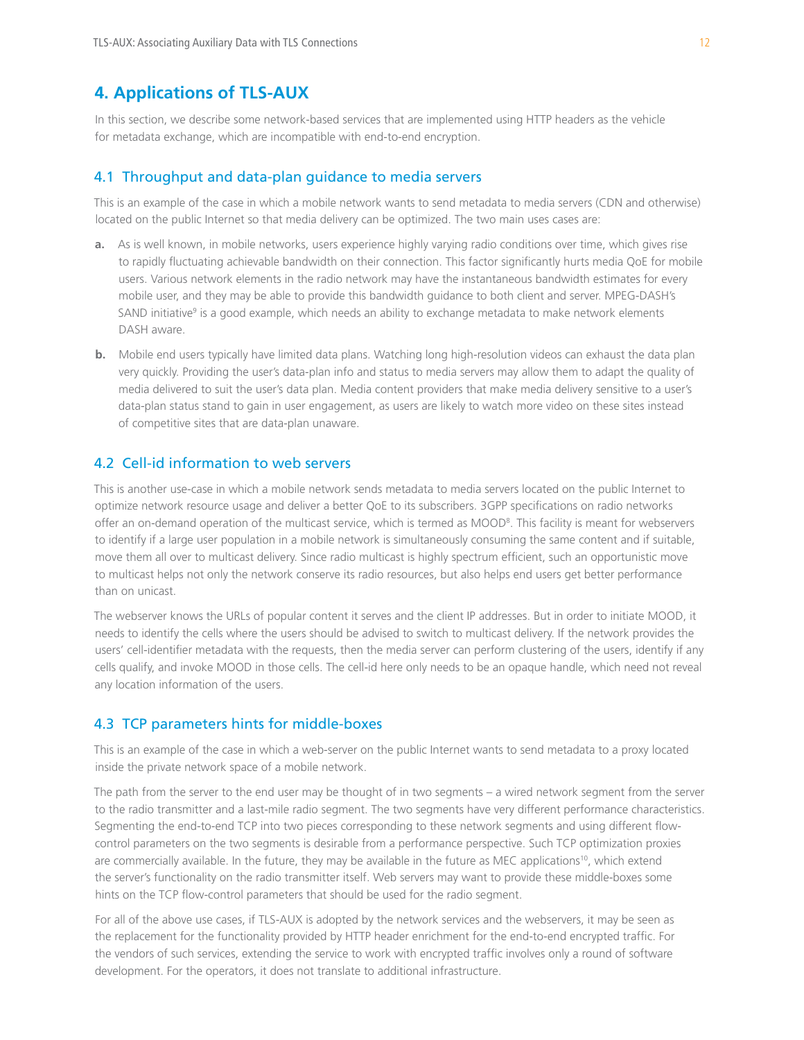# 4. Applications of TLS-AUX

In this section, we describe some network-based services that are implemented using HTTP headers as the vehicle for metadata exchange, which are incompatible with end-to-end encryption.

## 4.1 Throughput and data-plan guidance to media servers

This is an example of the case in which a mobile network wants to send metadata to media servers (CDN and otherwise) located on the public Internet so that media delivery can be optimized. The two main uses cases are:

**a.** As is well known, in mobile networks, users experience highly varying radio conditions over time, which gives rise to rapidly fluctuating achievable bandwidth on their connection. This factor significantly hurts media QoE for mobile users. Various network elements in the radio network may have the instantaneous bandwidth estimates for every mobile user, and they may be able to provide this bandwidth guidance to both client and server. MPEG-DASH's SAND initiative[9] is a good example, which needs an ability to exchange metadata to make network elements DASH aware.

**b.** Mobile end users typically have limited data plans. Watching long high-resolution videos can exhaust the data plan very quickly. Providing the user's data-plan info and status to media servers may allow them to adapt the quality of media delivered to suit the user's data plan. Media content providers that make media delivery sensitive to a user's data-plan status stand to gain in user engagement, as users are likely to watch more video on these sites instead of competitive sites that are data-plan unaware.

## 4.2 Cell-id information to web servers

This is another use-case in which a mobile network sends metadata to media servers located on the public Internet to optimize network resource usage and deliver a better QoE to its subscribers. 3GPP specifications on radio networks offer an on-demand operation of the multicast service, which is termed as MOOD[8]. This facility is meant for webservers to identify if a large user population in a mobile network is simultaneously consuming the same content and if suitable, move them all over to multicast delivery. Since radio multicast is highly spectrum efficient, such an opportunistic move to multicast helps not only the network conserve its radio resources, but also helps end users get better performance than on unicast.

The webserver knows the URLs of popular content it serves and the client IP addresses. But in order to initiate MOOD, it needs to identify the cells where the users should be advised to switch to multicast delivery. If the network provides the users' cell-identifier metadata with the requests, then the media server can perform clustering of the users, identify if any cells qualify, and invoke MOOD in those cells. The cell-id here only needs to be an opaque handle, which need not reveal any location information of the users.

## 4.3 TCP parameters hints for middle-boxes

This is an example of the case in which a web-server on the public Internet wants to send metadata to a proxy located inside the private network space of a mobile network.

The path from the server to the end user may be thought of in two segments – a wired network segment from the server to the radio transmitter and a last-mile radio segment. The two segments have very different performance characteristics. Segmenting the end-to-end TCP into two pieces corresponding to these network segments and using different flow-control parameters on the two segments is desirable from a performance perspective. Such TCP optimization proxies are commercially available. In the future, they may be available in the future as MEC applications[10], which extend the server's functionality on the radio transmitter itself. Web servers may want to provide these middle-boxes some hints on the TCP flow-control parameters that should be used for the radio segment.

For all of the above use cases, if TLS-AUX is adopted by the network services and the webservers, it may be seen as the replacement for the functionality provided by HTTP header enrichment for the end-to-end encrypted traffic. For the vendors of such services, extending the service to work with encrypted traffic involves only a round of software development. For the operators, it does not translate to additional infrastructure.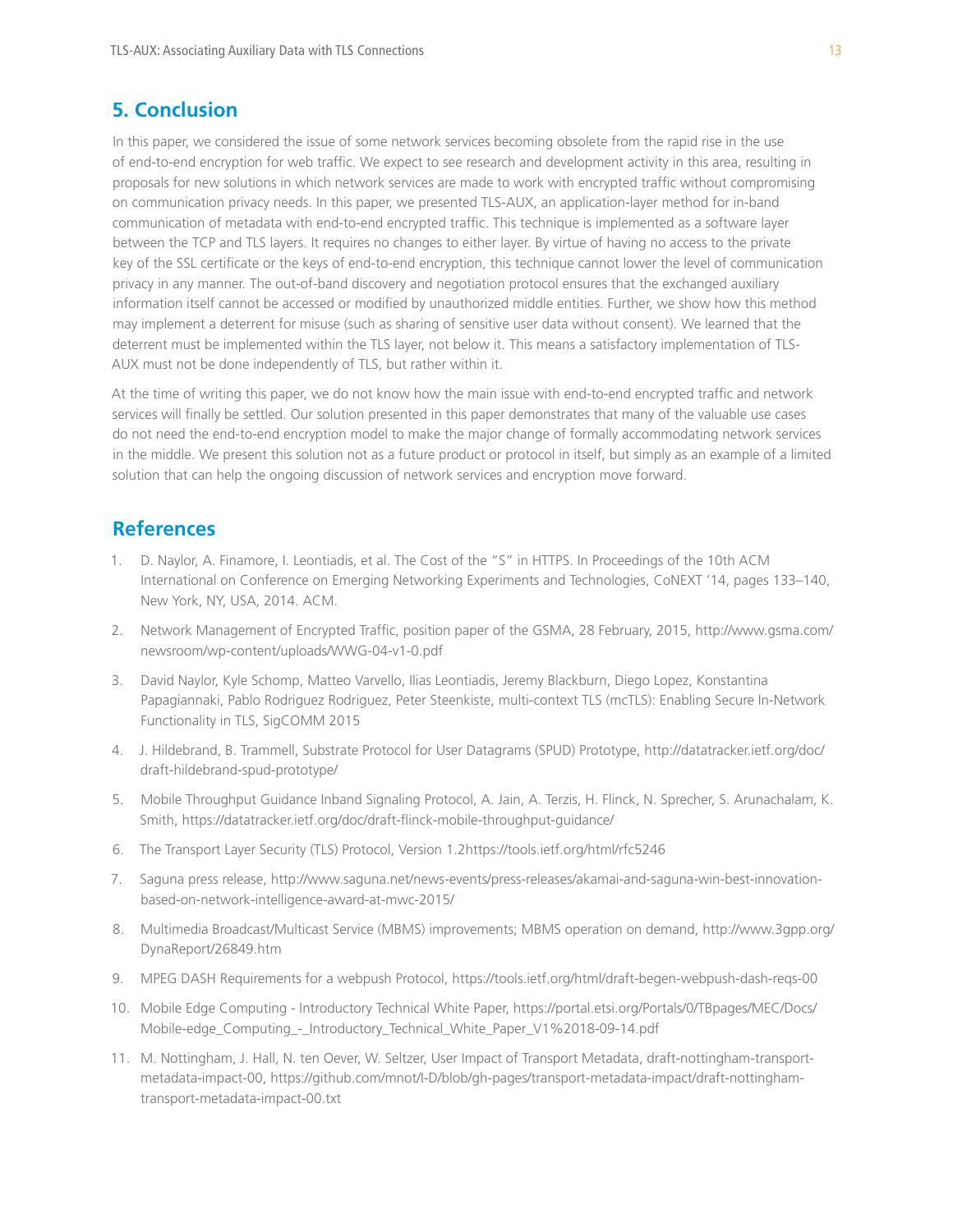## 5. Conclusion

In this paper, we considered the issue of some network services becoming obsolete from the rapid rise in the use of end-to-end encryption for web traffic. We expect to see research and development activity in this area, resulting in proposals for new solutions in which network services are made to work with encrypted traffic without compromising on communication privacy needs. In this paper, we presented TLS-AUX, an application-layer method for in-band communication of metadata with end-to-end encrypted traffic. This technique is implemented as a software layer between the TCP and TLS layers. It requires no changes to either layer. By virtue of having no access to the private key of the SSL certificate or the keys of end-to-end encryption, this technique cannot lower the level of communication privacy in any manner. The out-of-band discovery and negotiation protocol ensures that the exchanged auxiliary information itself cannot be accessed or modified by unauthorized middle entities. Further, we show how this method may implement a deterrent for misuse (such as sharing of sensitive user data without consent). We learned that the deterrent must be implemented within the TLS layer, not below it. This means a satisfactory implementation of TLS-AUX must not be done independently of TLS, but rather within it.

At the time of writing this paper, we do not know how the main issue with end-to-end encrypted traffic and network services will finally be settled. Our solution presented in this paper demonstrates that many of the valuable use cases do not need the end-to-end encryption model to make the major change of formally accommodating network services in the middle. We present this solution not as a future product or protocol in itself, but simply as an example of a limited solution that can help the ongoing discussion of network services and encryption move forward.

## References

1. D. Naylor, A. Finamore, I. Leontiadis, et al. The Cost of the "S" in HTTPS. In Proceedings of the 10th ACM International on Conference on Emerging Networking Experiments and Technologies, CoNEXT '14, pages 133–140, New York, NY, USA, 2014. ACM.
2. Network Management of Encrypted Traffic, position paper of the GSMA, 28 February, 2015, http://www.gsma.com/newsroom/wp-content/uploads/WWG-04-v1-0.pdf
3. David Naylor, Kyle Schomp, Matteo Varvello, Ilias Leontiadis, Jeremy Blackburn, Diego Lopez, Konstantina Papagiannaki, Pablo Rodriguez Rodriguez, Peter Steenkiste, multi-context TLS (mcTLS): Enabling Secure In-Network Functionality in TLS, SigCOMM 2015
4. J. Hildebrand, B. Trammell, Substrate Protocol for User Datagrams (SPUD) Prototype, http://datatracker.ietf.org/doc/draft-hildebrand-spud-prototype/
5. Mobile Throughput Guidance Inband Signaling Protocol, A. Jain, A. Terzis, H. Flinck, N. Sprecher, S. Arunachalam, K. Smith, https://datatracker.ietf.org/doc/draft-flinck-mobile-throughput-guidance/
6. The Transport Layer Security (TLS) Protocol, Version 1.2https://tools.ietf.org/html/rfc5246
7. Saguna press release, http://www.saguna.net/news-events/press-releases/akamai-and-saguna-win-best-innovation-based-on-network-intelligence-award-at-mwc-2015/
8. Multimedia Broadcast/Multicast Service (MBMS) improvements; MBMS operation on demand, http://www.3gpp.org/DynaReport/26849.htm
9. MPEG DASH Requirements for a webpush Protocol, https://tools.ietf.org/html/draft-begen-webpush-dash-reqs-00
10. Mobile Edge Computing - Introductory Technical White Paper, https://portal.etsi.org/Portals/0/TBpages/MEC/Docs/Mobile-edge_Computing_-_Introductory_Technical_White_Paper_V1%2018-09-14.pdf
11. M. Nottingham, J. Hall, N. ten Oever, W. Seltzer, User Impact of Transport Metadata, draft-nottingham-transport-metadata-impact-00, https://github.com/mnot/I-D/blob/gh-pages/transport-metadata-impact/draft-nottingham-transport-metadata-impact-00.txt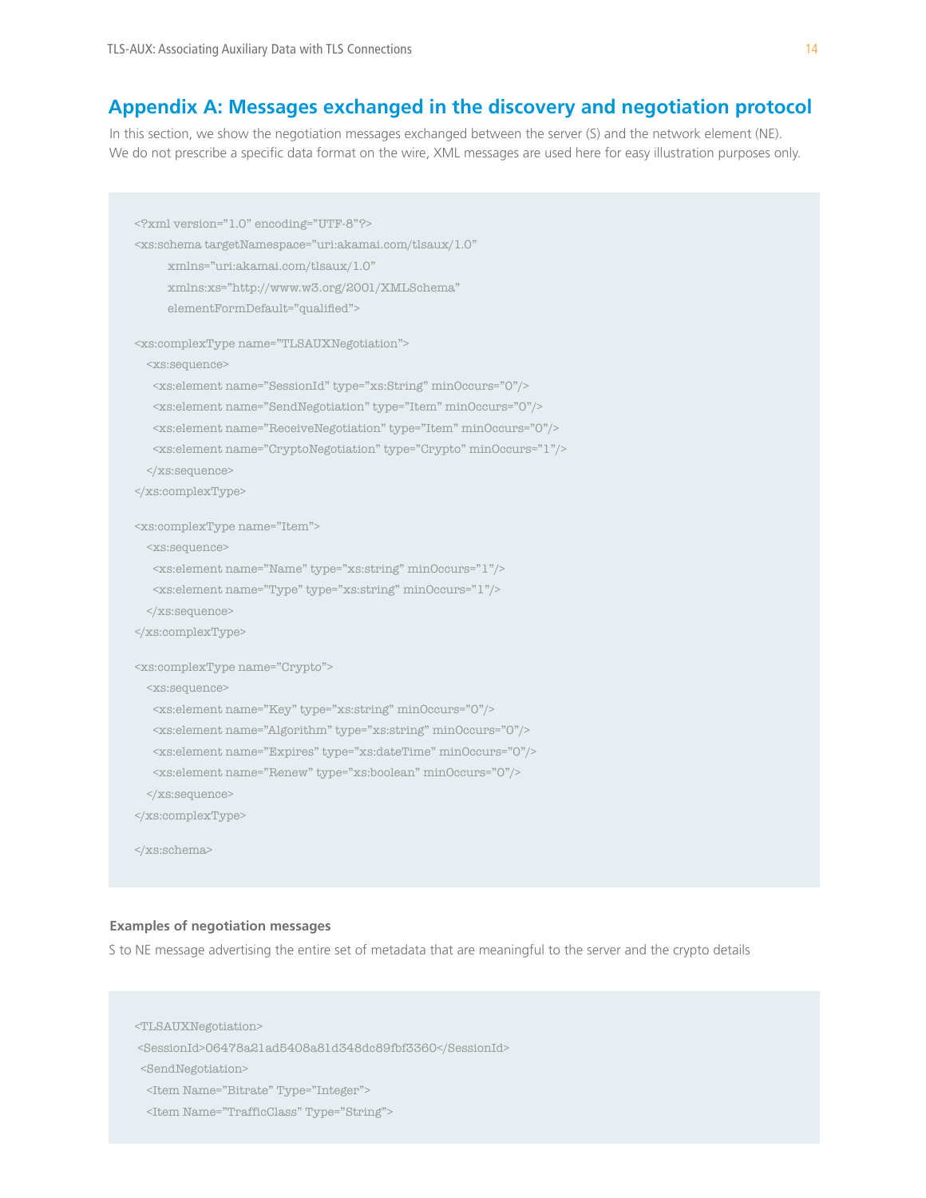## Appendix A: Messages exchanged in the discovery and negotiation protocol

In this section, we show the negotiation messages exchanged between the server (S) and the network element (NE). We do not prescribe a specific data format on the wire, XML messages are used here for easy illustration purposes only.

```
<?xml version="1.0" encoding="UTF-8"?>
<xs:schema targetNamespace="uri:akamai.com/tlsaux/1.0"
        xmlns="uri:akamai.com/tlsaux/1.0"
        xmlns:xs="http://www.w3.org/2001/XMLSchema"
        elementFormDefault="qualified">

<xs:complexType name="TLSAUXNegotiation">
  <xs:sequence>
    <xs:element name="SessionId" type="xs:String" minOccurs="0"/>
    <xs:element name="SendNegotiation" type="Item" minOccurs="0"/>
    <xs:element name="ReceiveNegotiation" type="Item" minOccurs="0"/>
    <xs:element name="CryptoNegotiation" type="Crypto" minOccurs="1"/>
  </xs:sequence>
</xs:complexType>

<xs:complexType name="Item">
  <xs:sequence>
    <xs:element name="Name" type="xs:string" minOccurs="1"/>
    <xs:element name="Type" type="xs:string" minOccurs="1"/>
  </xs:sequence>
</xs:complexType>

<xs:complexType name="Crypto">
  <xs:sequence>
    <xs:element name="Key" type="xs:string" minOccurs="0"/>
    <xs:element name="Algorithm" type="xs:string" minOccurs="0"/>
    <xs:element name="Expires" type="xs:dateTime" minOccurs="0"/>
    <xs:element name="Renew" type="xs:boolean" minOccurs="0"/>
  </xs:sequence>
</xs:complexType>

</xs:schema>
```

**Examples of negotiation messages**

S to NE message advertising the entire set of metadata that are meaningful to the server and the crypto details

```
<TLSAUXNegotiation>
 <SessionId>06478a21ad5408a81d348dc89fbf3360</SessionId>
  <SendNegotiation>
   <Item Name="Bitrate" Type="Integer">
   <Item Name="TrafficClass" Type="String">
```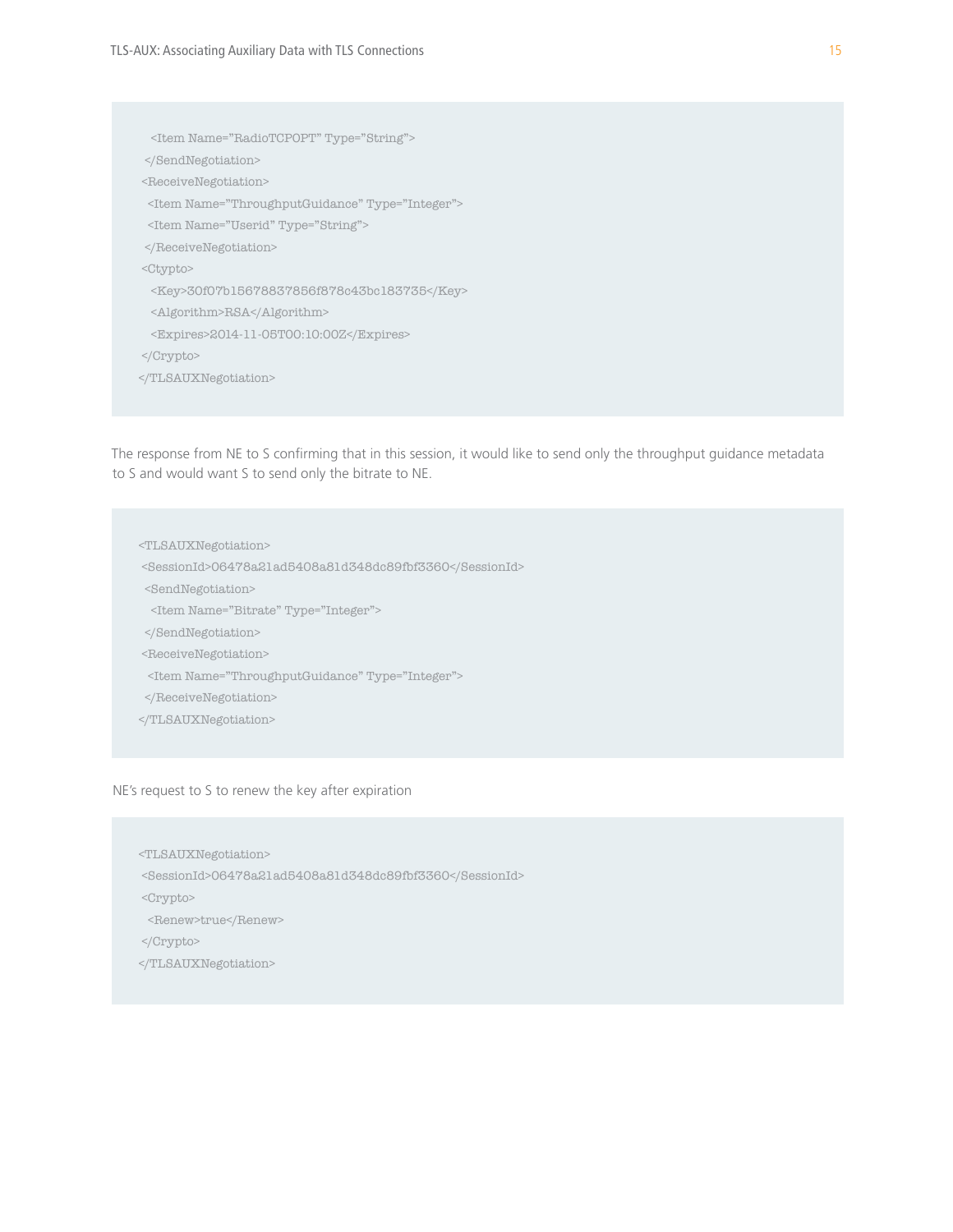```
  <Item Name="RadioTCPOPT" Type="String">
 </SendNegotiation>
 <ReceiveNegotiation>
  <Item Name="ThroughputGuidance" Type="Integer">
  <Item Name="Userid" Type="String">
 </ReceiveNegotiation>
 <Ctypto>
  <Key>30f07b15678837856f878c43bc183735</Key>
  <Algorithm>RSA</Algorithm>
  <Expires>2014-11-05T00:10:00Z</Expires>
 </Crypto>
</TLSAUXNegotiation>
```

The response from NE to S confirming that in this session, it would like to send only the throughput guidance metadata to S and would want S to send only the bitrate to NE.

```
<TLSAUXNegotiation>
 <SessionId>06478a21ad5408a81d348dc89fbf3360</SessionId>
 <SendNegotiation>
  <Item Name="Bitrate" Type="Integer">
 </SendNegotiation>
 <ReceiveNegotiation>
  <Item Name="ThroughputGuidance" Type="Integer">
 </ReceiveNegotiation>
</TLSAUXNegotiation>
```

NE's request to S to renew the key after expiration

```
<TLSAUXNegotiation>
 <SessionId>06478a21ad5408a81d348dc89fbf3360</SessionId>
 <Crypto>
  <Renew>true</Renew>
 </Crypto>
</TLSAUXNegotiation>
```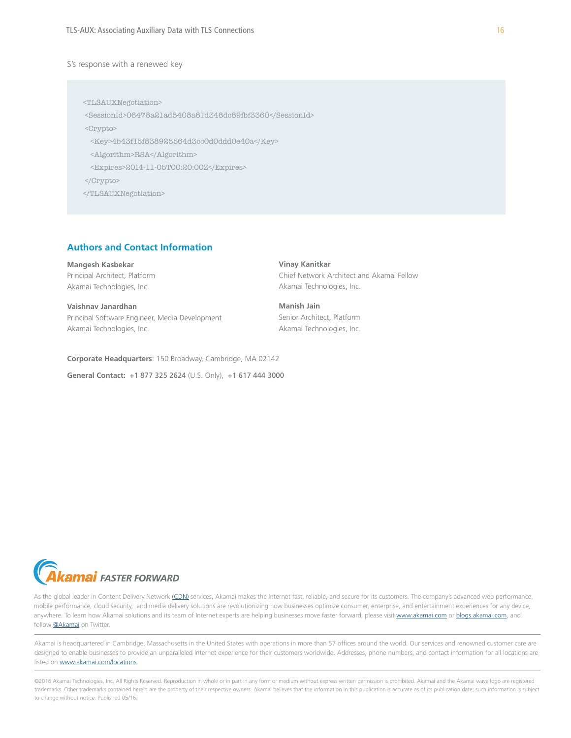S's response with a renewed key

```
<TLSAUXNegotiation>
 <SessionId>06478a21ad5408a81d348dc89fbf3360</SessionId>
 <Crypto>
   <Key>4b43f15f838925564d3cc0d0ddd0e40a</Key>
   <Algorithm>RSA</Algorithm>
   <Expires>2014-11-05T00:20:00Z</Expires>
 </Crypto>
</TLSAUXNegotiation>
```

## Authors and Contact Information

**Mangesh Kasbekar**
Principal Architect, Platform
Akamai Technologies, Inc.

**Vaishnav Janardhan**
Principal Software Engineer, Media Development
Akamai Technologies, Inc.

**Vinay Kanitkar**
Chief Network Architect and Akamai Fellow
Akamai Technologies, Inc.

**Manish Jain**
Senior Architect, Platform
Akamai Technologies, Inc.

**Corporate Headquarters**: 150 Broadway, Cambridge, MA 02142

**General Contact:** +1 877 325 2624 (U.S. Only), +1 617 444 3000

Akamai FASTER FORWARD

As the global leader in Content Delivery Network (CDN) services, Akamai makes the Internet fast, reliable, and secure for its customers. The company's advanced web performance, mobile performance, cloud security, and media delivery solutions are revolutionizing how businesses optimize consumer, enterprise, and entertainment experiences for any device, anywhere. To learn how Akamai solutions and its team of Internet experts are helping businesses move faster forward, please visit www.akamai.com or blogs.akamai.com, and follow @Akamai on Twitter.

Akamai is headquartered in Cambridge, Massachusetts in the United States with operations in more than 57 offices around the world. Our services and renowned customer care are designed to enable businesses to provide an unparalleled Internet experience for their customers worldwide. Addresses, phone numbers, and contact information for all locations are listed on www.akamai.com/locations.

©2016 Akamai Technologies, Inc. All Rights Reserved. Reproduction in whole or in part in any form or medium without express written permission is prohibited. Akamai and the Akamai wave logo are registered trademarks. Other trademarks contained herein are the property of their respective owners. Akamai believes that the information in this publication is accurate as of its publication date; such information is subject to change without notice. Published 05/16.